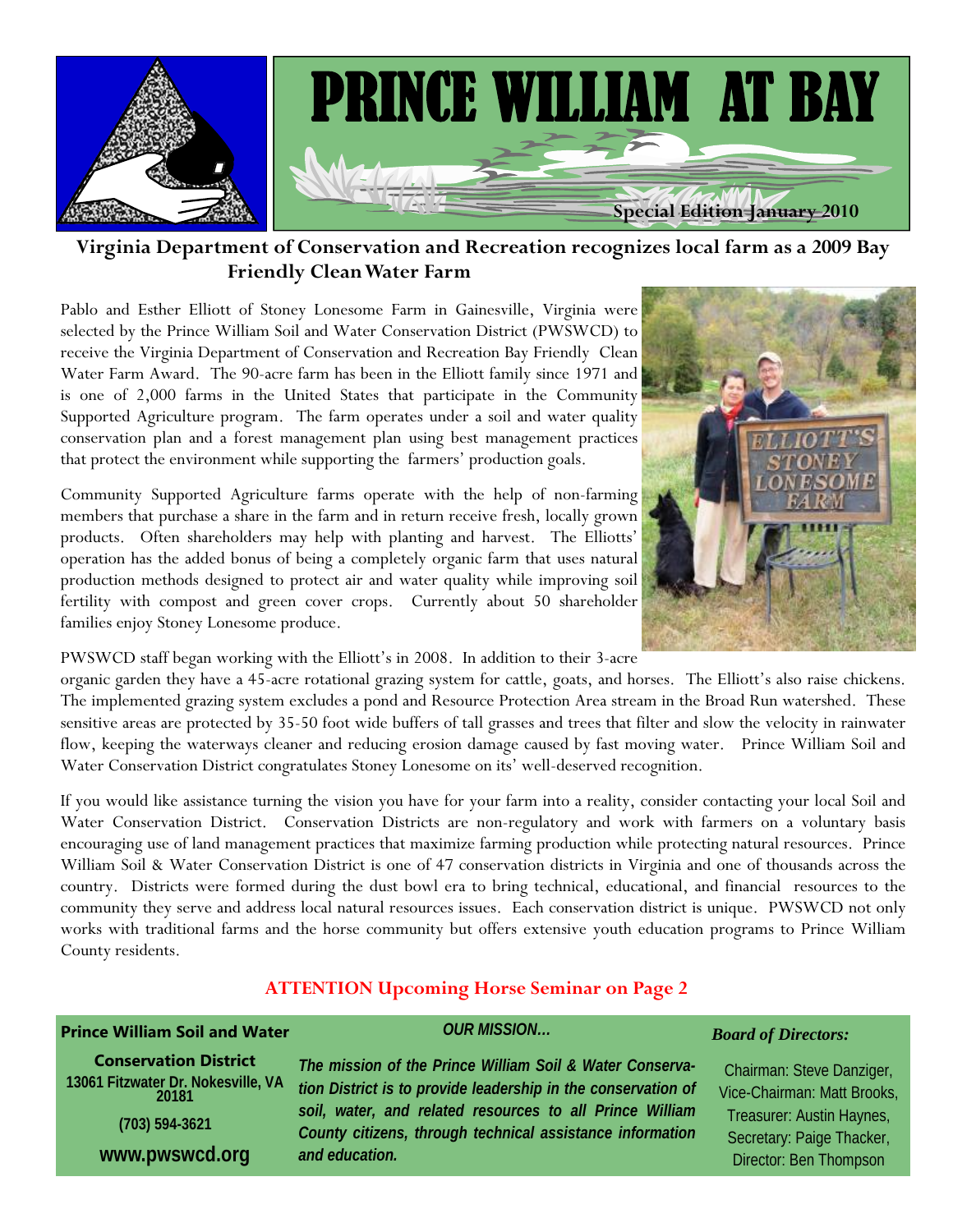# PRINCE WILLIAM AT BAY

**Special Edition January 2010**

## Virginia Department of Conservation and Recreation recognizes local farm as a 2009 Bay Friendly Clean Water Farm

Pablo and Esther Elliott of Stoney Lonesome Farm in Gainesville, Virginia were selected by the Prince William Soil and Water Conservation District (PWSWCD) to receive the Virginia Department of Conservation and Recreation Bay Friendly Clean Water Farm Award. The 90-acre farm has been in the Elliott family since 1971 and is one of 2,000 farms in the United States that participate in the Community Supported Agriculture program. The farm operates under a soil and water quality conservation plan and a forest management plan using best management practices that protect the environment while supporting the farmers' production goals.

Community Supported Agriculture farms operate with the help of non-farming members that purchase a share in the farm and in return receive fresh, locally grown products. Often shareholders may help with planting and harvest. The Elliotts' operation has the added bonus of being a completely organic farm that uses natural production methods designed to protect air and water quality while improving soil fertility with compost and green cover crops. Currently about 50 shareholder families enjoy Stoney Lonesome produce.

PWSWCD staff began working with the Elliott's in 2008. In addition to their 3-acre organic garden they have a 45-acre rotational grazing system for cattle, goats, and horses. The Elliott's also raise chickens. The implemented grazing system excludes a pond and Resource Protection Area stream in the Broad Run watershed. These sensitive areas are protected by 35-50 foot wide buffers of tall grasses and trees that filter and slow the velocity in rainwater flow, keeping the waterways cleaner and reducing erosion damage caused by fast moving water. Prince William Soil and Water Conservation District congratulates Stoney Lonesome on its' well-deserved recognition.

If you would like assistance turning the vision you have for your farm into a reality, consider contacting your local Soil and Water Conservation District. Conservation Districts are non-regulatory and work with farmers on a voluntary basis encouraging use of land management practices that maximize farming production while protecting natural resources. Prince William Soil & Water Conservation District is one of 47 conservation districts in Virginia and one of thousands across the country. Districts were formed during the dust bowl era to bring technical, educational, and financial resources to the community they serve and address local natural resources issues. Each conservation district is unique. PWSWCD not only works with traditional farms and the horse community but offers extensive youth education programs to Prince William County residents.

**ATTENTION Upcoming Horse Seminar on Page 2**

**Prince William Soil and Water Conservation District**
13061 Fitzwater Dr. Nokesville, VA 20181
(703) 594-3621
www.pwswcd.org

***OUR MISSION…***

***The mission of the Prince William Soil & Water Conservation District is to provide leadership in the conservation of soil, water, and related resources to all Prince William County citizens, through technical assistance information and education.***

***Board of Directors:***

Chairman: Steve Danziger,
Vice-Chairman: Matt Brooks,
Treasurer: Austin Haynes,
Secretary: Paige Thacker,
Director: Ben Thompson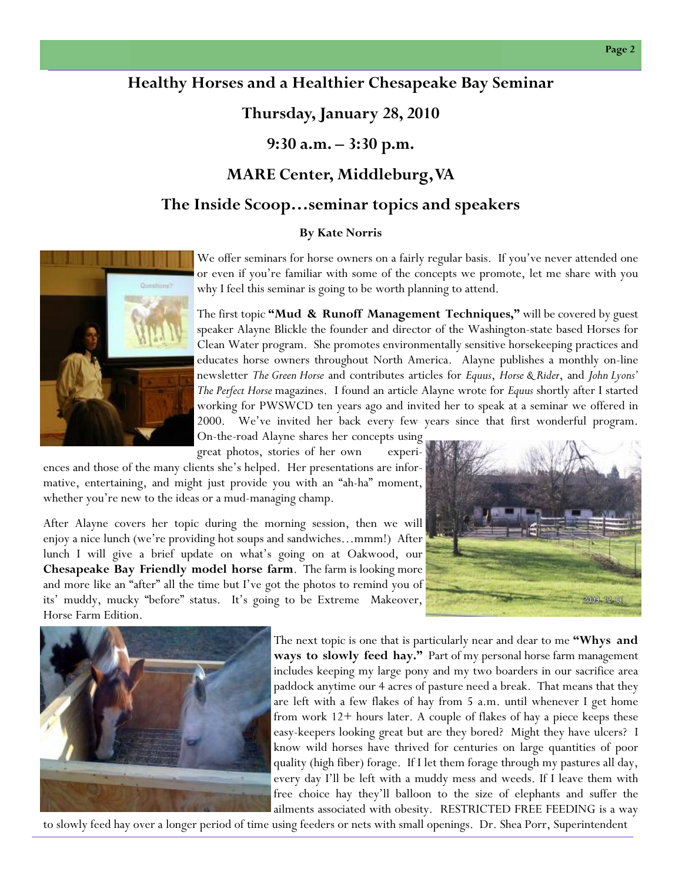## Healthy Horses and a Healthier Chesapeake Bay Seminar

## Thursday, January 28, 2010

## 9:30 a.m. – 3:30 p.m.

## MARE Center, Middleburg, VA

## The Inside Scoop…seminar topics and speakers

**By Kate Norris**

We offer seminars for horse owners on a fairly regular basis. If you've never attended one or even if you're familiar with some of the concepts we promote, let me share with you why I feel this seminar is going to be worth planning to attend.

The first topic **"Mud & Runoff Management Techniques,"** will be covered by guest speaker Alayne Blickle the founder and director of the Washington-state based Horses for Clean Water program. She promotes environmentally sensitive horsekeeping practices and educates horse owners throughout North America. Alayne publishes a monthly on-line newsletter *The Green Horse* and contributes articles for *Equus*, *Horse & Rider*, and *John Lyons' The Perfect Horse* magazines. I found an article Alayne wrote for *Equus* shortly after I started working for PWSWCD ten years ago and invited her to speak at a seminar we offered in 2000. We've invited her back every few years since that first wonderful program. On-the-road Alayne shares her concepts using great photos, stories of her own experiences and those of the many clients she's helped. Her presentations are informative, entertaining, and might just provide you with an "ah-ha" moment, whether you're new to the ideas or a mud-managing champ.

After Alayne covers her topic during the morning session, then we will enjoy a nice lunch (we're providing hot soups and sandwiches…mmm!) After lunch I will give a brief update on what's going on at Oakwood, our **Chesapeake Bay Friendly model horse farm**. The farm is looking more and more like an "after" all the time but I've got the photos to remind you of its' muddy, mucky "before" status. It's going to be Extreme Makeover, Horse Farm Edition.

The next topic is one that is particularly near and dear to me **"Whys and ways to slowly feed hay."** Part of my personal horse farm management includes keeping my large pony and my two boarders in our sacrifice area paddock anytime our 4 acres of pasture need a break. That means that they are left with a few flakes of hay from 5 a.m. until whenever I get home from work 12+ hours later. A couple of flakes of hay a piece keeps these easy-keepers looking great but are they bored? Might they have ulcers? I know wild horses have thrived for centuries on large quantities of poor quality (high fiber) forage. If I let them forage through my pastures all day, every day I'll be left with a muddy mess and weeds. If I leave them with free choice hay they'll balloon to the size of elephants and suffer the ailments associated with obesity. RESTRICTED FREE FEEDING is a way to slowly feed hay over a longer period of time using feeders or nets with small openings. Dr. Shea Porr, Superintendent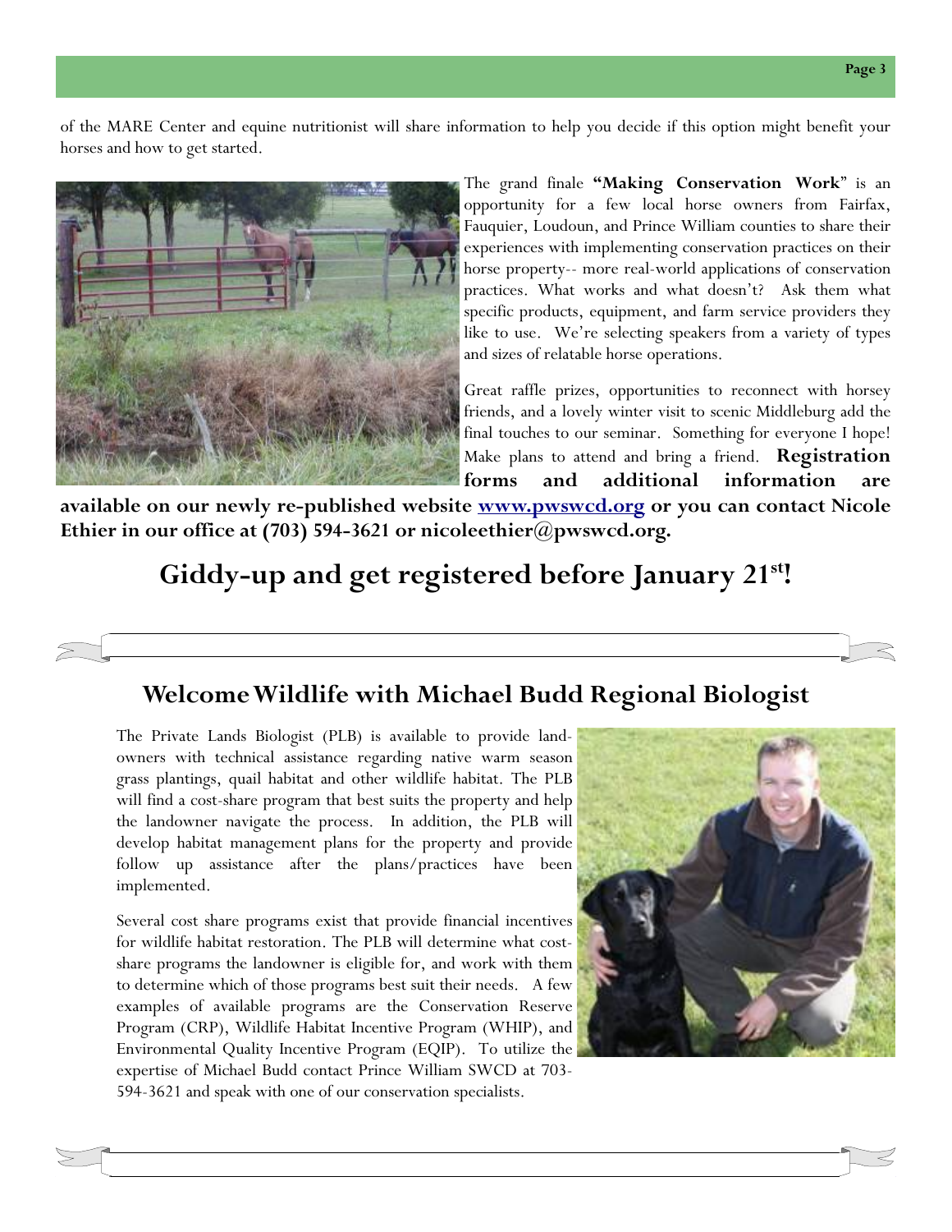of the MARE Center and equine nutritionist will share information to help you decide if this option might benefit your horses and how to get started.

The grand finale **"Making Conservation Work"** is an opportunity for a few local horse owners from Fairfax, Fauquier, Loudoun, and Prince William counties to share their experiences with implementing conservation practices on their horse property-- more real-world applications of conservation practices. What works and what doesn't? Ask them what specific products, equipment, and farm service providers they like to use. We're selecting speakers from a variety of types and sizes of relatable horse operations.

Great raffle prizes, opportunities to reconnect with horsey friends, and a lovely winter visit to scenic Middleburg add the final touches to our seminar. Something for everyone I hope! Make plans to attend and bring a friend. **Registration forms and additional information are available on our newly re-published website [www.pwswcd.org](http://www.pwswcd.org) or you can contact Nicole Ethier in our office at (703) 594-3621 or nicoleethier@pwswcd.org.**

## Giddy-up and get registered before January 21st!

## Welcome Wildlife with Michael Budd Regional Biologist

The Private Lands Biologist (PLB) is available to provide landowners with technical assistance regarding native warm season grass plantings, quail habitat and other wildlife habitat. The PLB will find a cost-share program that best suits the property and help the landowner navigate the process. In addition, the PLB will develop habitat management plans for the property and provide follow up assistance after the plans/practices have been implemented.

Several cost share programs exist that provide financial incentives for wildlife habitat restoration. The PLB will determine what cost-share programs the landowner is eligible for, and work with them to determine which of those programs best suit their needs. A few examples of available programs are the Conservation Reserve Program (CRP), Wildlife Habitat Incentive Program (WHIP), and Environmental Quality Incentive Program (EQIP). To utilize the expertise of Michael Budd contact Prince William SWCD at 703-594-3621 and speak with one of our conservation specialists.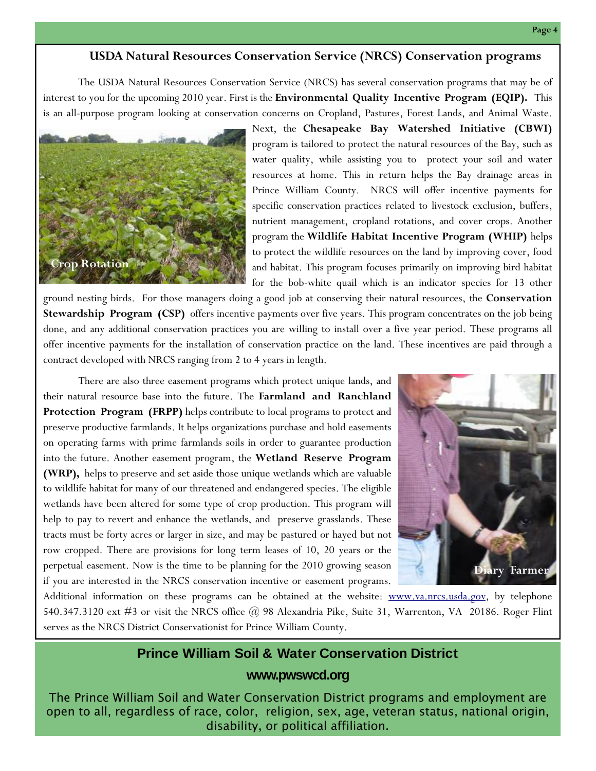## USDA Natural Resources Conservation Service (NRCS) Conservation programs

The USDA Natural Resources Conservation Service (NRCS) has several conservation programs that may be of interest to you for the upcoming 2010 year. First is the **Environmental Quality Incentive Program (EQIP).** This is an all-purpose program looking at conservation concerns on Cropland, Pastures, Forest Lands, and Animal Waste. Next, the **Chesapeake Bay Watershed Initiative (CBWI)** program is tailored to protect the natural resources of the Bay, such as water quality, while assisting you to protect your soil and water resources at home. This in return helps the Bay drainage areas in Prince William County. NRCS will offer incentive payments for specific conservation practices related to livestock exclusion, buffers, nutrient management, cropland rotations, and cover crops. Another program the **Wildlife Habitat Incentive Program (WHIP)** helps to protect the wildlife resources on the land by improving cover, food and habitat. This program focuses primarily on improving bird habitat for the bob-white quail which is an indicator species for 13 other ground nesting birds. For those managers doing a good job at conserving their natural resources, the **Conservation Stewardship Program (CSP)** offers incentive payments over five years. This program concentrates on the job being done, and any additional conservation practices you are willing to install over a five year period. These programs all offer incentive payments for the installation of conservation practice on the land. These incentives are paid through a contract developed with NRCS ranging from 2 to 4 years in length.

Crop Rotation

There are also three easement programs which protect unique lands, and their natural resource base into the future. The **Farmland and Ranchland Protection Program (FRPP)** helps contribute to local programs to protect and preserve productive farmlands. It helps organizations purchase and hold easements on operating farms with prime farmlands soils in order to guarantee production into the future. Another easement program, the **Wetland Reserve Program (WRP),** helps to preserve and set aside those unique wetlands which are valuable to wildlife habitat for many of our threatened and endangered species. The eligible wetlands have been altered for some type of crop production. This program will help to pay to revert and enhance the wetlands, and preserve grasslands. These tracts must be forty acres or larger in size, and may be pastured or hayed but not row cropped. There are provisions for long term leases of 10, 20 years or the perpetual easement. Now is the time to be planning for the 2010 growing season if you are interested in the NRCS conservation incentive or easement programs. Additional information on these programs can be obtained at the website: www.va.nrcs.usda.gov, by telephone 540.347.3120 ext #3 or visit the NRCS office @ 98 Alexandria Pike, Suite 31, Warrenton, VA 20186. Roger Flint serves as the NRCS District Conservationist for Prince William County.

Diary Farmer

**Prince William Soil & Water Conservation District**

**www.pwswcd.org**

The Prince William Soil and Water Conservation District programs and employment are open to all, regardless of race, color, religion, sex, age, veteran status, national origin, disability, or political affiliation.